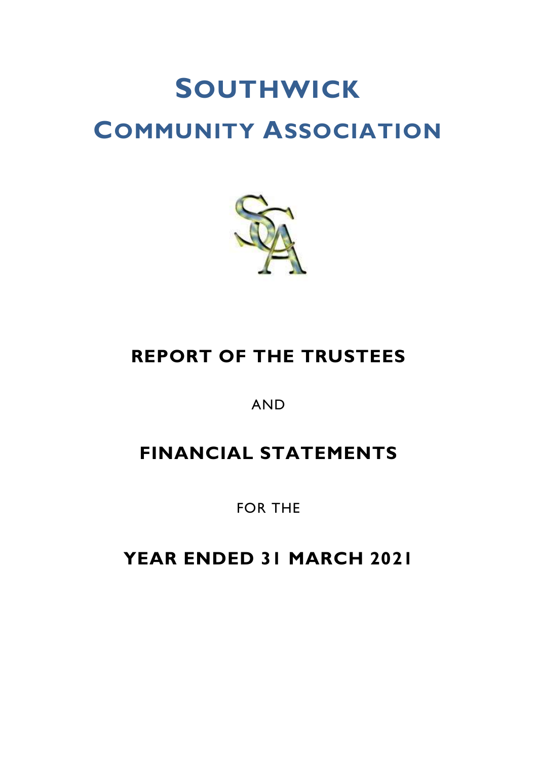# SOUTHWICK COMMUNITY ASSOCIATION

## REPORT OF THE TRUSTEES

AND

## FINANCIAL STATEMENTS

FOR THE

## YEAR ENDED 31 MARCH 2021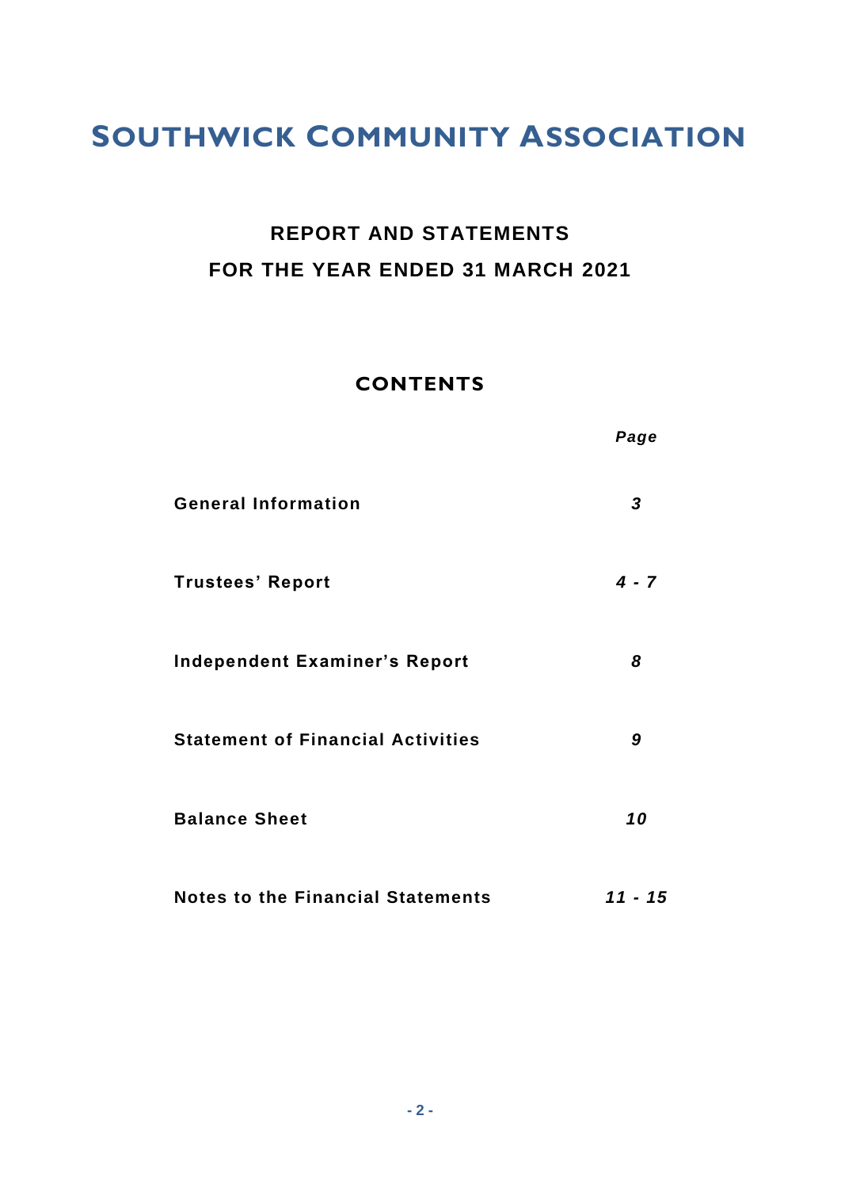# SOUTHWICK COMMUNITY ASSOCIATION

## REPORT AND STATEMENTS
## FOR THE YEAR ENDED 31 MARCH 2021

### CONTENTS

| | *Page* |
|---|---|
| **General Information** | ***3*** |
| **Trustees' Report** | ***4 - 7*** |
| **Independent Examiner's Report** | ***8*** |
| **Statement of Financial Activities** | ***9*** |
| **Balance Sheet** | ***10*** |
| **Notes to the Financial Statements** | ***11 - 15*** |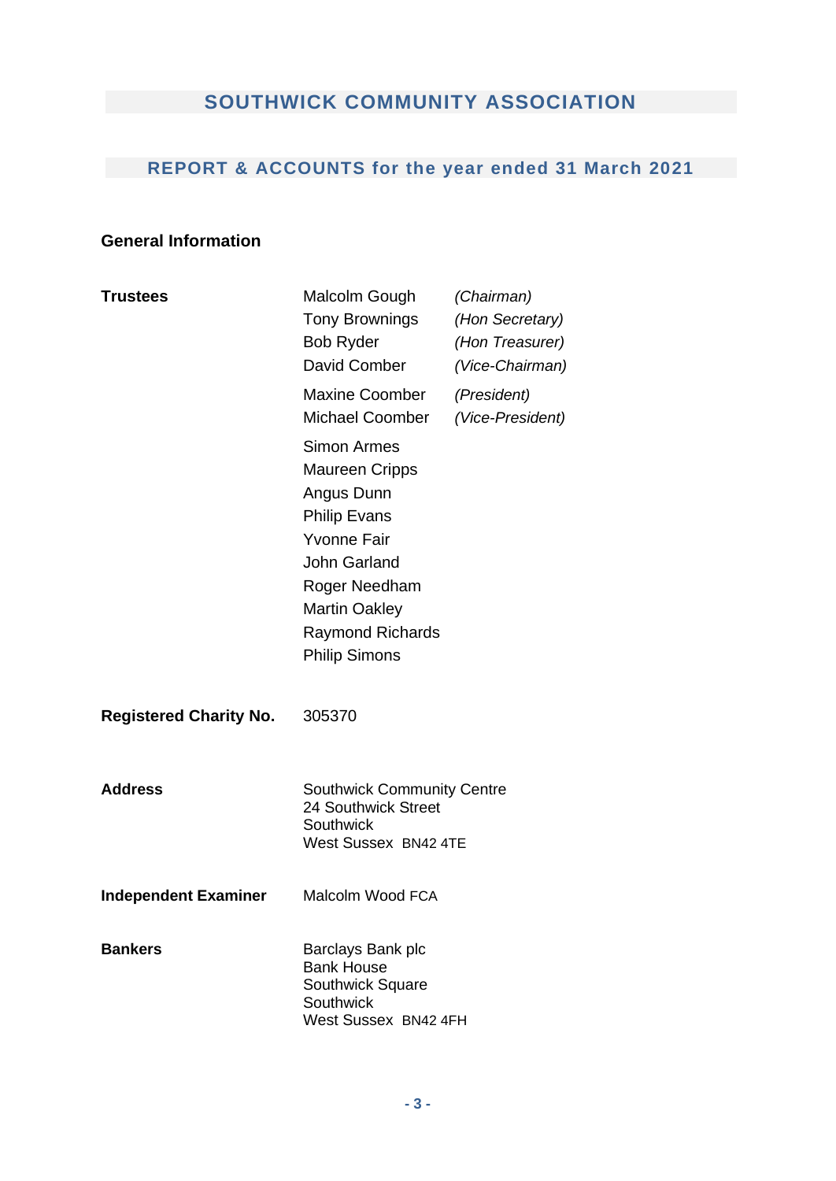# SOUTHWICK COMMUNITY ASSOCIATION

## REPORT & ACCOUNTS for the year ended 31 March 2021

### General Information

| | | |
|---|---|---|
| **Trustees** | Malcolm Gough | *(Chairman)* |
| | Tony Brownings | *(Hon Secretary)* |
| | Bob Ryder | *(Hon Treasurer)* |
| | David Comber | *(Vice-Chairman)* |
| | Maxine Coomber | *(President)* |
| | Michael Coomber | *(Vice-President)* |
| | Simon Armes | |
| | Maureen Cripps | |
| | Angus Dunn | |
| | Philip Evans | |
| | Yvonne Fair | |
| | John Garland | |
| | Roger Needham | |
| | Martin Oakley | |
| | Raymond Richards | |
| | Philip Simons | |
| **Registered Charity No.** | 305370 | |
| **Address** | Southwick Community Centre<br>24 Southwick Street<br>Southwick<br>West Sussex BN42 4TE | |
| **Independent Examiner** | Malcolm Wood FCA | |
| **Bankers** | Barclays Bank plc<br>Bank House<br>Southwick Square<br>Southwick<br>West Sussex BN42 4FH | |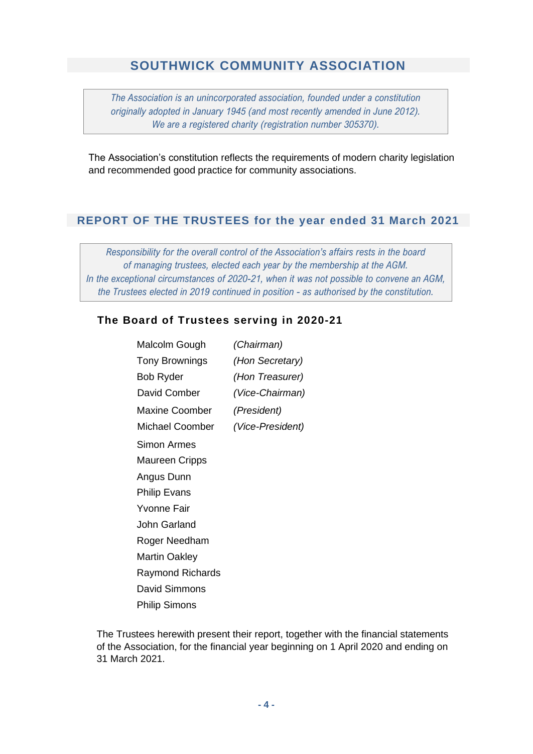# SOUTHWICK COMMUNITY ASSOCIATION

*The Association is an unincorporated association, founded under a constitution originally adopted in January 1945 (and most recently amended in June 2012). We are a registered charity (registration number 305370).*

The Association's constitution reflects the requirements of modern charity legislation and recommended good practice for community associations.

## REPORT OF THE TRUSTEES for the year ended 31 March 2021

*Responsibility for the overall control of the Association's affairs rests in the board of managing trustees, elected each year by the membership at the AGM. In the exceptional circumstances of 2020-21, when it was not possible to convene an AGM, the Trustees elected in 2019 continued in position - as authorised by the constitution.*

### The Board of Trustees serving in 2020-21

| | |
|---|---|
| Malcolm Gough | *(Chairman)* |
| Tony Brownings | *(Hon Secretary)* |
| Bob Ryder | *(Hon Treasurer)* |
| David Comber | *(Vice-Chairman)* |
| Maxine Coomber | *(President)* |
| Michael Coomber | *(Vice-President)* |
| Simon Armes | |
| Maureen Cripps | |
| Angus Dunn | |
| Philip Evans | |
| Yvonne Fair | |
| John Garland | |
| Roger Needham | |
| Martin Oakley | |
| Raymond Richards | |
| David Simmons | |
| Philip Simons | |

The Trustees herewith present their report, together with the financial statements of the Association, for the financial year beginning on 1 April 2020 and ending on 31 March 2021.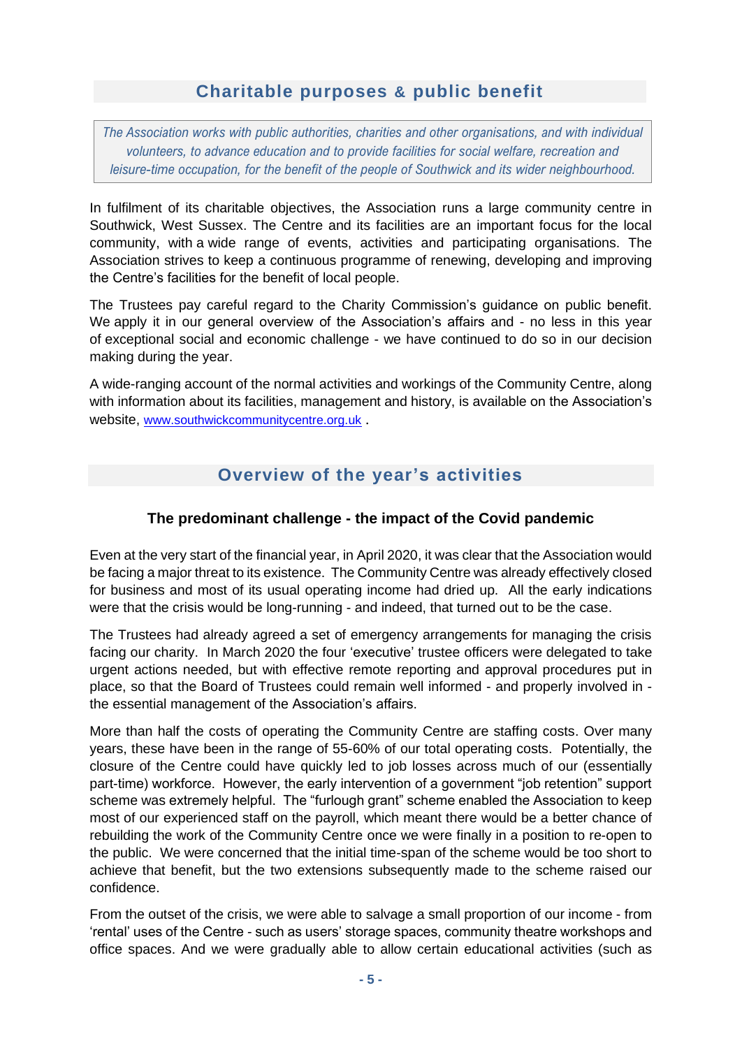## Charitable purposes & public benefit

> *The Association works with public authorities, charities and other organisations, and with individual volunteers, to advance education and to provide facilities for social welfare, recreation and leisure-time occupation, for the benefit of the people of Southwick and its wider neighbourhood.*

In fulfilment of its charitable objectives, the Association runs a large community centre in Southwick, West Sussex. The Centre and its facilities are an important focus for the local community, with a wide range of events, activities and participating organisations. The Association strives to keep a continuous programme of renewing, developing and improving the Centre's facilities for the benefit of local people.

The Trustees pay careful regard to the Charity Commission's guidance on public benefit. We apply it in our general overview of the Association's affairs and - no less in this year of exceptional social and economic challenge - we have continued to do so in our decision making during the year.

A wide-ranging account of the normal activities and workings of the Community Centre, along with information about its facilities, management and history, is available on the Association's website, www.southwickcommunitycentre.org.uk .

## Overview of the year's activities

### The predominant challenge - the impact of the Covid pandemic

Even at the very start of the financial year, in April 2020, it was clear that the Association would be facing a major threat to its existence. The Community Centre was already effectively closed for business and most of its usual operating income had dried up. All the early indications were that the crisis would be long-running - and indeed, that turned out to be the case.

The Trustees had already agreed a set of emergency arrangements for managing the crisis facing our charity. In March 2020 the four 'executive' trustee officers were delegated to take urgent actions needed, but with effective remote reporting and approval procedures put in place, so that the Board of Trustees could remain well informed - and properly involved in - the essential management of the Association's affairs.

More than half the costs of operating the Community Centre are staffing costs. Over many years, these have been in the range of 55-60% of our total operating costs. Potentially, the closure of the Centre could have quickly led to job losses across much of our (essentially part-time) workforce. However, the early intervention of a government "job retention" support scheme was extremely helpful. The "furlough grant" scheme enabled the Association to keep most of our experienced staff on the payroll, which meant there would be a better chance of rebuilding the work of the Community Centre once we were finally in a position to re-open to the public. We were concerned that the initial time-span of the scheme would be too short to achieve that benefit, but the two extensions subsequently made to the scheme raised our confidence.

From the outset of the crisis, we were able to salvage a small proportion of our income - from 'rental' uses of the Centre - such as users' storage spaces, community theatre workshops and office spaces. And we were gradually able to allow certain educational activities (such as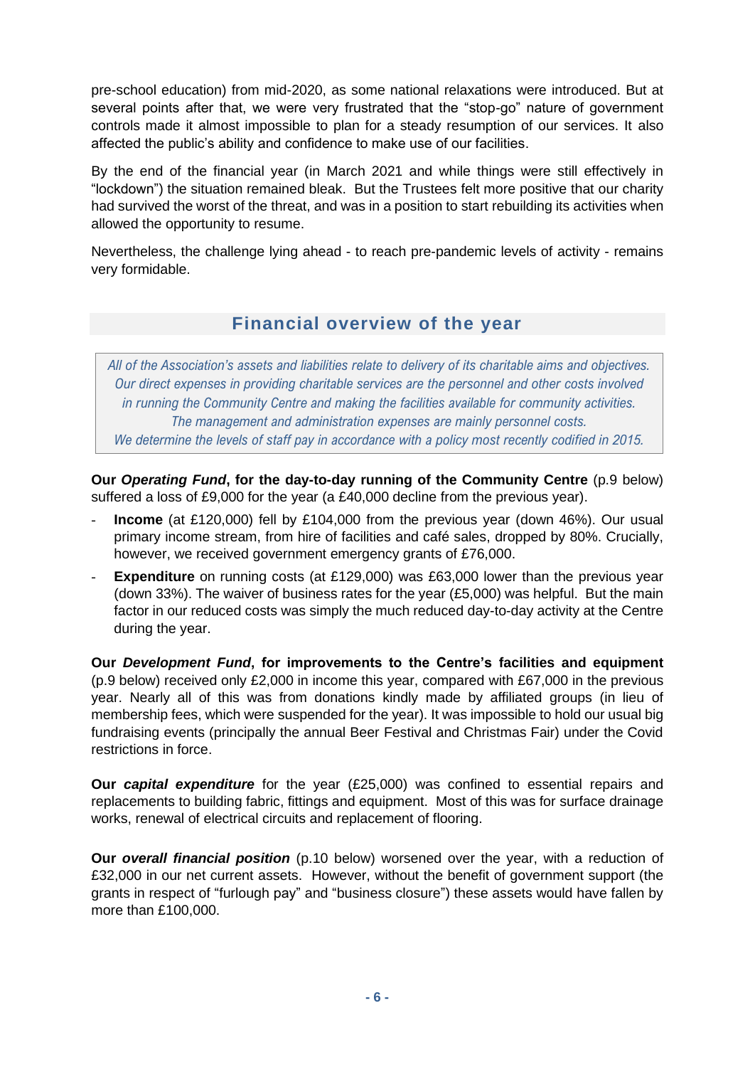pre-school education) from mid-2020, as some national relaxations were introduced. But at several points after that, we were very frustrated that the "stop-go" nature of government controls made it almost impossible to plan for a steady resumption of our services. It also affected the public's ability and confidence to make use of our facilities.

By the end of the financial year (in March 2021 and while things were still effectively in "lockdown") the situation remained bleak. But the Trustees felt more positive that our charity had survived the worst of the threat, and was in a position to start rebuilding its activities when allowed the opportunity to resume.

Nevertheless, the challenge lying ahead - to reach pre-pandemic levels of activity - remains very formidable.

## Financial overview of the year

*All of the Association's assets and liabilities relate to delivery of its charitable aims and objectives. Our direct expenses in providing charitable services are the personnel and other costs involved in running the Community Centre and making the facilities available for community activities. The management and administration expenses are mainly personnel costs. We determine the levels of staff pay in accordance with a policy most recently codified in 2015.*

**Our *Operating Fund*, for the day-to-day running of the Community Centre** (p.9 below) suffered a loss of £9,000 for the year (a £40,000 decline from the previous year).

- **Income** (at £120,000) fell by £104,000 from the previous year (down 46%). Our usual primary income stream, from hire of facilities and café sales, dropped by 80%. Crucially, however, we received government emergency grants of £76,000.
- **Expenditure** on running costs (at £129,000) was £63,000 lower than the previous year (down 33%). The waiver of business rates for the year (£5,000) was helpful. But the main factor in our reduced costs was simply the much reduced day-to-day activity at the Centre during the year.

**Our *Development Fund*, for improvements to the Centre's facilities and equipment** (p.9 below) received only £2,000 in income this year, compared with £67,000 in the previous year. Nearly all of this was from donations kindly made by affiliated groups (in lieu of membership fees, which were suspended for the year). It was impossible to hold our usual big fundraising events (principally the annual Beer Festival and Christmas Fair) under the Covid restrictions in force.

**Our *capital expenditure*** for the year (£25,000) was confined to essential repairs and replacements to building fabric, fittings and equipment. Most of this was for surface drainage works, renewal of electrical circuits and replacement of flooring.

**Our *overall financial position*** (p.10 below) worsened over the year, with a reduction of £32,000 in our net current assets. However, without the benefit of government support (the grants in respect of "furlough pay" and "business closure") these assets would have fallen by more than £100,000.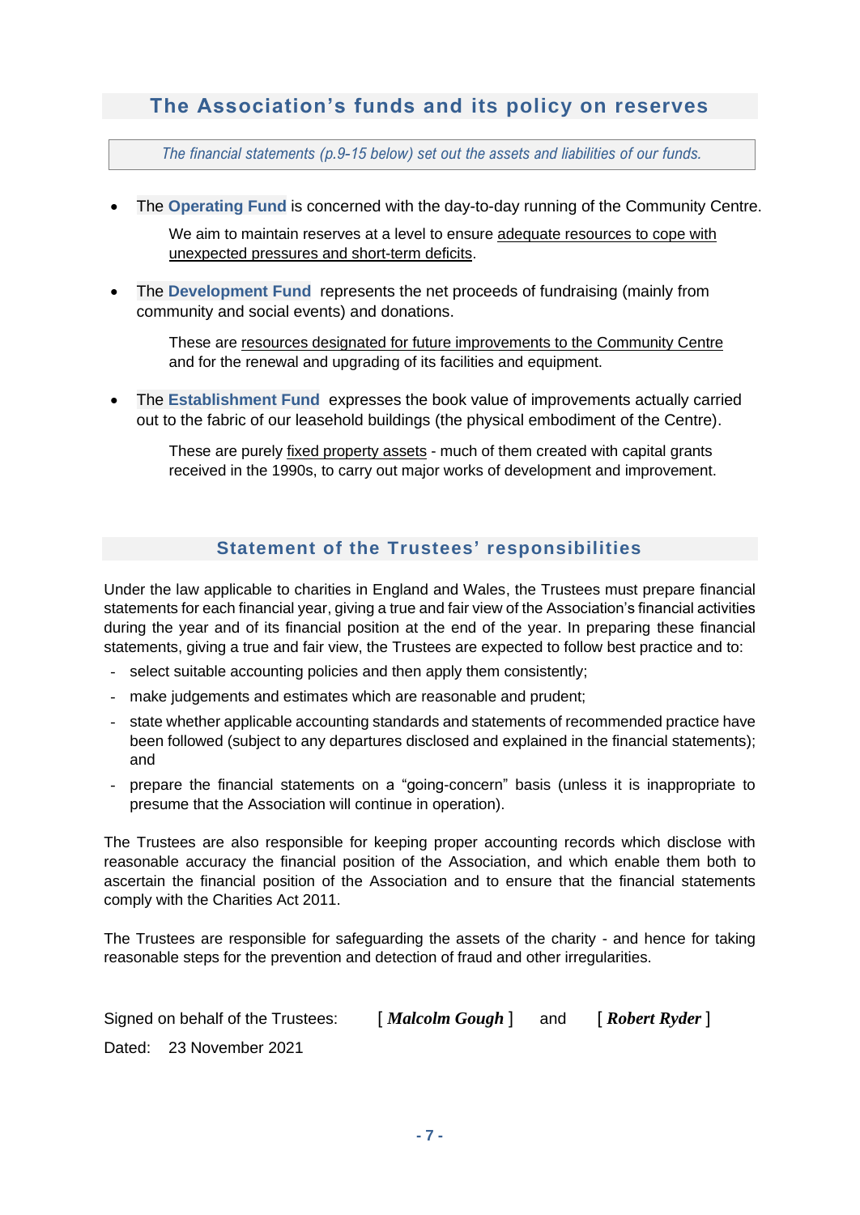## The Association’s funds and its policy on reserves

*The financial statements (p.9-15 below) set out the assets and liabilities of our funds.*

- The **Operating Fund** is concerned with the day-to-day running of the Community Centre.

  We aim to maintain reserves at a level to ensure adequate resources to cope with unexpected pressures and short-term deficits.

- The **Development Fund** represents the net proceeds of fundraising (mainly from community and social events) and donations.

  These are resources designated for future improvements to the Community Centre and for the renewal and upgrading of its facilities and equipment.

- The **Establishment Fund** expresses the book value of improvements actually carried out to the fabric of our leasehold buildings (the physical embodiment of the Centre).

  These are purely fixed property assets - much of them created with capital grants received in the 1990s, to carry out major works of development and improvement.

## Statement of the Trustees’ responsibilities

Under the law applicable to charities in England and Wales, the Trustees must prepare financial statements for each financial year, giving a true and fair view of the Association’s financial activities during the year and of its financial position at the end of the year. In preparing these financial statements, giving a true and fair view, the Trustees are expected to follow best practice and to:

- select suitable accounting policies and then apply them consistently;
- make judgements and estimates which are reasonable and prudent;
- state whether applicable accounting standards and statements of recommended practice have been followed (subject to any departures disclosed and explained in the financial statements); and
- prepare the financial statements on a “going-concern” basis (unless it is inappropriate to presume that the Association will continue in operation).

The Trustees are also responsible for keeping proper accounting records which disclose with reasonable accuracy the financial position of the Association, and which enable them both to ascertain the financial position of the Association and to ensure that the financial statements comply with the Charities Act 2011.

The Trustees are responsible for safeguarding the assets of the charity - and hence for taking reasonable steps for the prevention and detection of fraud and other irregularities.

Signed on behalf of the Trustees: [ ***Malcolm Gough*** ] and [ ***Robert Ryder*** ]

Dated: 23 November 2021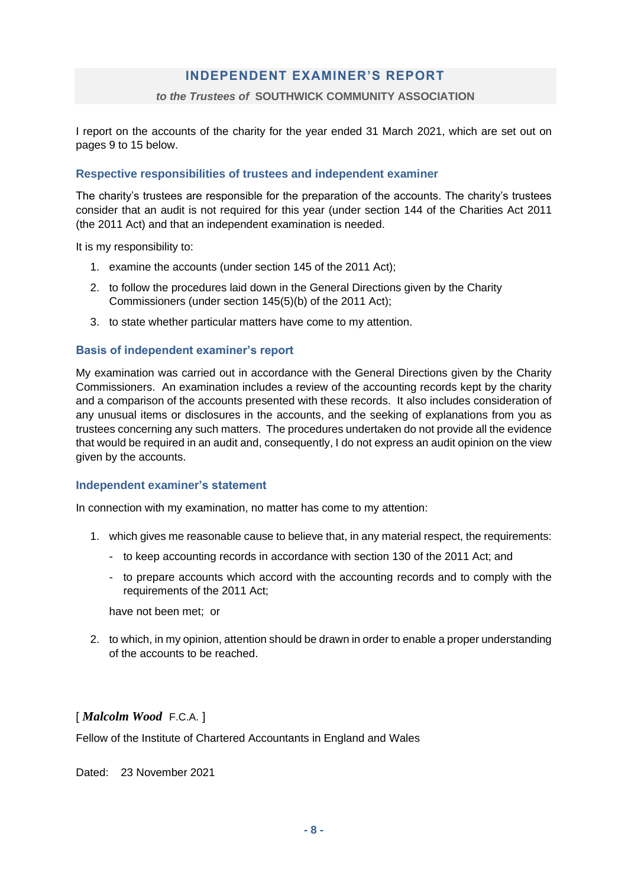# INDEPENDENT EXAMINER'S REPORT

*to the Trustees of* **SOUTHWICK COMMUNITY ASSOCIATION**

I report on the accounts of the charity for the year ended 31 March 2021, which are set out on pages 9 to 15 below.

## Respective responsibilities of trustees and independent examiner

The charity's trustees are responsible for the preparation of the accounts. The charity's trustees consider that an audit is not required for this year (under section 144 of the Charities Act 2011 (the 2011 Act) and that an independent examination is needed.

It is my responsibility to:

1. examine the accounts (under section 145 of the 2011 Act);
2. to follow the procedures laid down in the General Directions given by the Charity Commissioners (under section 145(5)(b) of the 2011 Act);
3. to state whether particular matters have come to my attention.

## Basis of independent examiner's report

My examination was carried out in accordance with the General Directions given by the Charity Commissioners. An examination includes a review of the accounting records kept by the charity and a comparison of the accounts presented with these records. It also includes consideration of any unusual items or disclosures in the accounts, and the seeking of explanations from you as trustees concerning any such matters. The procedures undertaken do not provide all the evidence that would be required in an audit and, consequently, I do not express an audit opinion on the view given by the accounts.

## Independent examiner's statement

In connection with my examination, no matter has come to my attention:

1. which gives me reasonable cause to believe that, in any material respect, the requirements:
   - to keep accounting records in accordance with section 130 of the 2011 Act; and
   - to prepare accounts which accord with the accounting records and to comply with the requirements of the 2011 Act;

   have not been met; or

2. to which, in my opinion, attention should be drawn in order to enable a proper understanding of the accounts to be reached.

[ ***Malcolm Wood*** F.C.A. ]

Fellow of the Institute of Chartered Accountants in England and Wales

Dated: 23 November 2021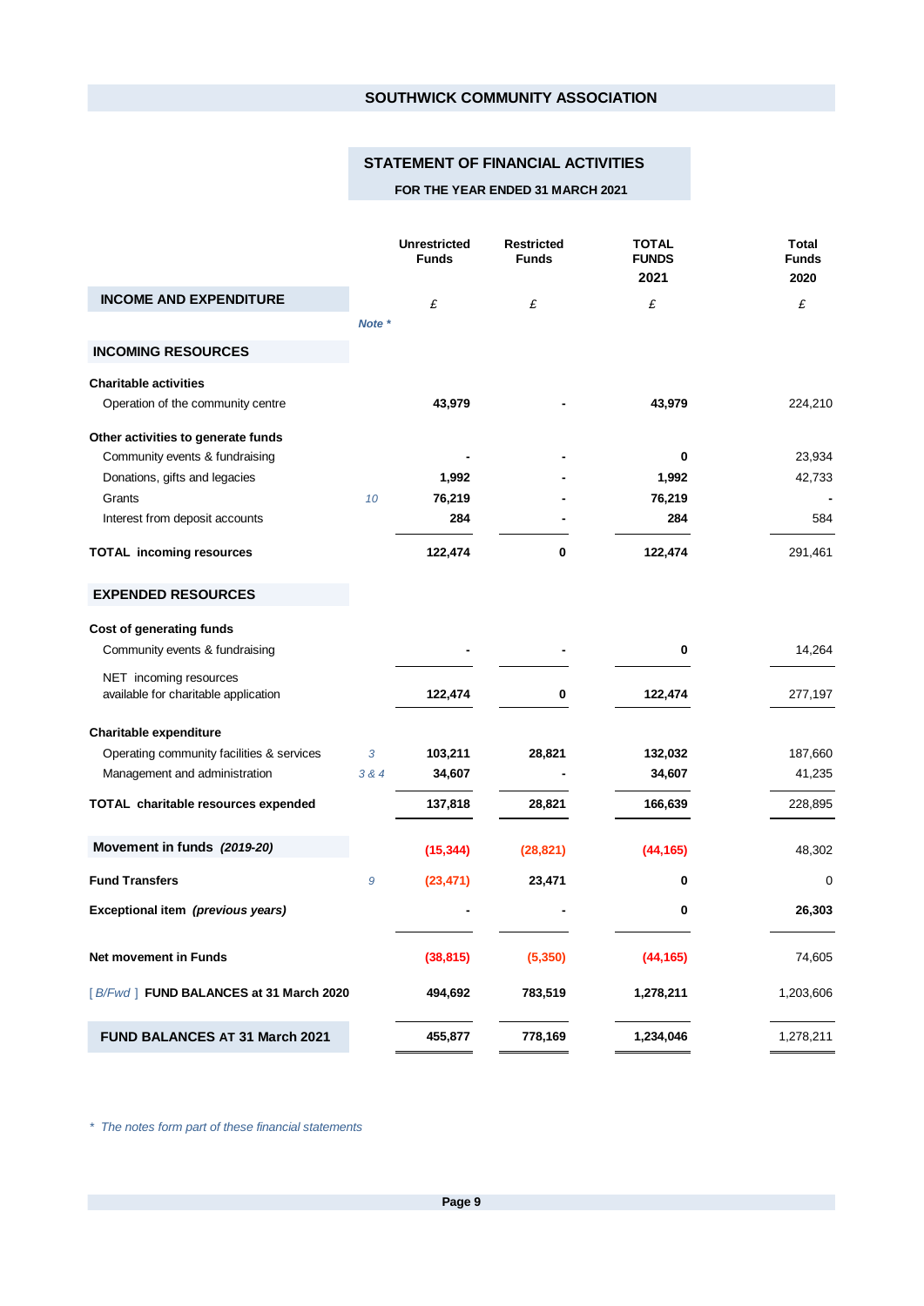# SOUTHWICK COMMUNITY ASSOCIATION

## STATEMENT OF FINANCIAL ACTIVITIES

### FOR THE YEAR ENDED 31 MARCH 2021

| INCOME AND EXPENDITURE | Note * | Unrestricted Funds £ | Restricted Funds £ | TOTAL FUNDS 2021 £ | Total Funds 2020 £ |
|---|---|---|---|---|---|
| **INCOMING RESOURCES** | | | | | |
| **Charitable activities** | | | | | |
| Operation of the community centre | | **43,979** | **-** | **43,979** | 224,210 |
| **Other activities to generate funds** | | | | | |
| Community events & fundraising | | **-** | **-** | **0** | 23,934 |
| Donations, gifts and legacies | | **1,992** | **-** | **1,992** | 42,733 |
| Grants | 10 | **76,219** | **-** | **76,219** | - |
| Interest from deposit accounts | | **284** | **-** | **284** | 584 |
| **TOTAL incoming resources** | | **122,474** | **0** | **122,474** | 291,461 |
| **EXPENDED RESOURCES** | | | | | |
| **Cost of generating funds** | | | | | |
| Community events & fundraising | | **-** | **-** | **0** | 14,264 |
| NET incoming resources available for charitable application | | **122,474** | **0** | **122,474** | 277,197 |
| **Charitable expenditure** | | | | | |
| Operating community facilities & services | 3 | **103,211** | **28,821** | **132,032** | 187,660 |
| Management and administration | 3 & 4 | **34,607** | **-** | **34,607** | 41,235 |
| **TOTAL charitable resources expended** | | **137,818** | **28,821** | **166,639** | 228,895 |
| **Movement in funds *(2019-20)*** | | **(15,344)** | **(28,821)** | **(44,165)** | 48,302 |
| **Fund Transfers** | 9 | **(23,471)** | **23,471** | **0** | 0 |
| **Exceptional item *(previous years)*** | | **-** | **-** | **0** | **26,303** |
| **Net movement in Funds** | | **(38,815)** | **(5,350)** | **(44,165)** | 74,605 |
| [ *B/Fwd* ] **FUND BALANCES at 31 March 2020** | | **494,692** | **783,519** | **1,278,211** | 1,203,606 |
| **FUND BALANCES AT 31 March 2021** | | **455,877** | **778,169** | **1,234,046** | 1,278,211 |

* *The notes form part of these financial statements*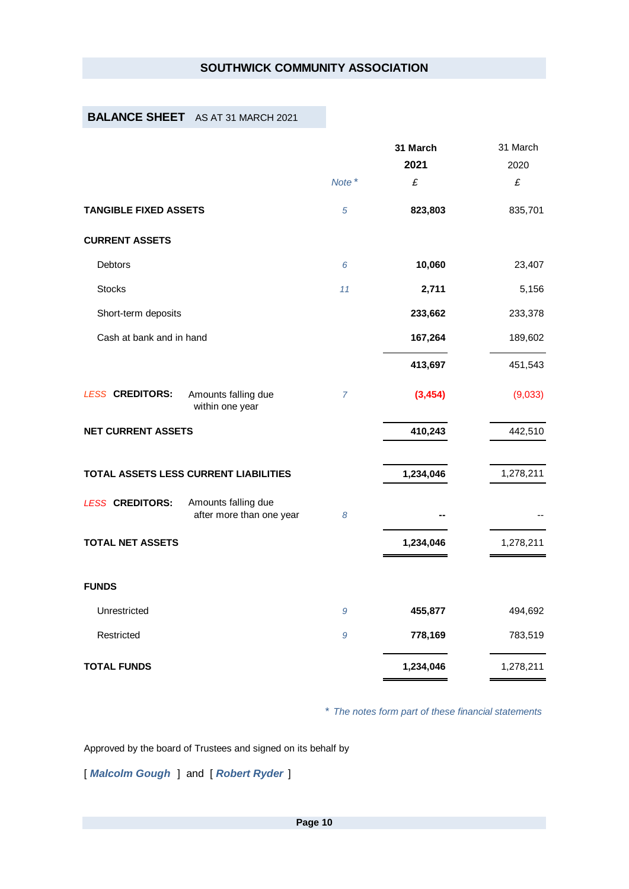# SOUTHWICK COMMUNITY ASSOCIATION

## BALANCE SHEET AS AT 31 MARCH 2021

| | Note * | 31 March 2021 £ | 31 March 2020 £ |
|---|---|---|---|
| **TANGIBLE FIXED ASSETS** | 5 | **823,803** | 835,701 |
| **CURRENT ASSETS** | | | |
| Debtors | 6 | **10,060** | 23,407 |
| Stocks | 11 | **2,711** | 5,156 |
| Short-term deposits | | **233,662** | 233,378 |
| Cash at bank and in hand | | **167,264** | 189,602 |
| | | **413,697** | 451,543 |
| *LESS* **CREDITORS:** Amounts falling due within one year | 7 | **(3,454)** | (9,033) |
| **NET CURRENT ASSETS** | | **410,243** | 442,510 |
| **TOTAL ASSETS LESS CURRENT LIABILITIES** | | **1,234,046** | 1,278,211 |
| *LESS* **CREDITORS:** Amounts falling due after more than one year | 8 | **--** | -- |
| **TOTAL NET ASSETS** | | **1,234,046** | 1,278,211 |
| **FUNDS** | | | |
| Unrestricted | 9 | **455,877** | 494,692 |
| Restricted | 9 | **778,169** | 783,519 |
| **TOTAL FUNDS** | | **1,234,046** | 1,278,211 |

*\* The notes form part of these financial statements*

Approved by the board of Trustees and signed on its behalf by

[ ***Malcolm Gough*** ] and [ ***Robert Ryder*** ]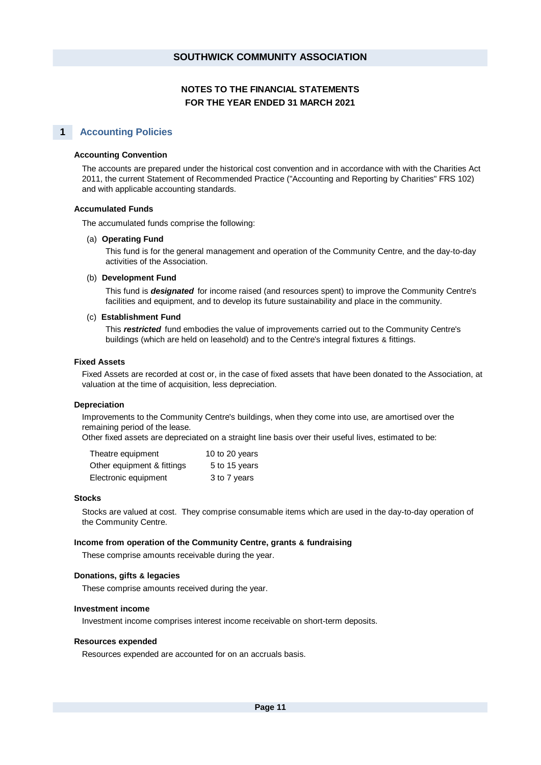# SOUTHWICK COMMUNITY ASSOCIATION

## NOTES TO THE FINANCIAL STATEMENTS
## FOR THE YEAR ENDED 31 MARCH 2021

## 1 Accounting Policies

### Accounting Convention

The accounts are prepared under the historical cost convention and in accordance with with the Charities Act 2011, the current Statement of Recommended Practice ("Accounting and Reporting by Charities" FRS 102) and with applicable accounting standards.

### Accumulated Funds

The accumulated funds comprise the following:

(a) **Operating Fund**

This fund is for the general management and operation of the Community Centre, and the day-to-day activities of the Association.

(b) **Development Fund**

This fund is ***designated*** for income raised (and resources spent) to improve the Community Centre's facilities and equipment, and to develop its future sustainability and place in the community.

(c) **Establishment Fund**

This ***restricted*** fund embodies the value of improvements carried out to the Community Centre's buildings (which are held on leasehold) and to the Centre's integral fixtures & fittings.

### Fixed Assets

Fixed Assets are recorded at cost or, in the case of fixed assets that have been donated to the Association, at valuation at the time of acquisition, less depreciation.

### Depreciation

Improvements to the Community Centre's buildings, when they come into use, are amortised over the remaining period of the lease.
Other fixed assets are depreciated on a straight line basis over their useful lives, estimated to be:

| | |
|---|---|
| Theatre equipment | 10 to 20 years |
| Other equipment & fittings | 5 to 15 years |
| Electronic equipment | 3 to 7 years |

### Stocks

Stocks are valued at cost. They comprise consumable items which are used in the day-to-day operation of the Community Centre.

### Income from operation of the Community Centre, grants & fundraising

These comprise amounts receivable during the year.

### Donations, gifts & legacies

These comprise amounts received during the year.

### Investment income

Investment income comprises interest income receivable on short-term deposits.

### Resources expended

Resources expended are accounted for on an accruals basis.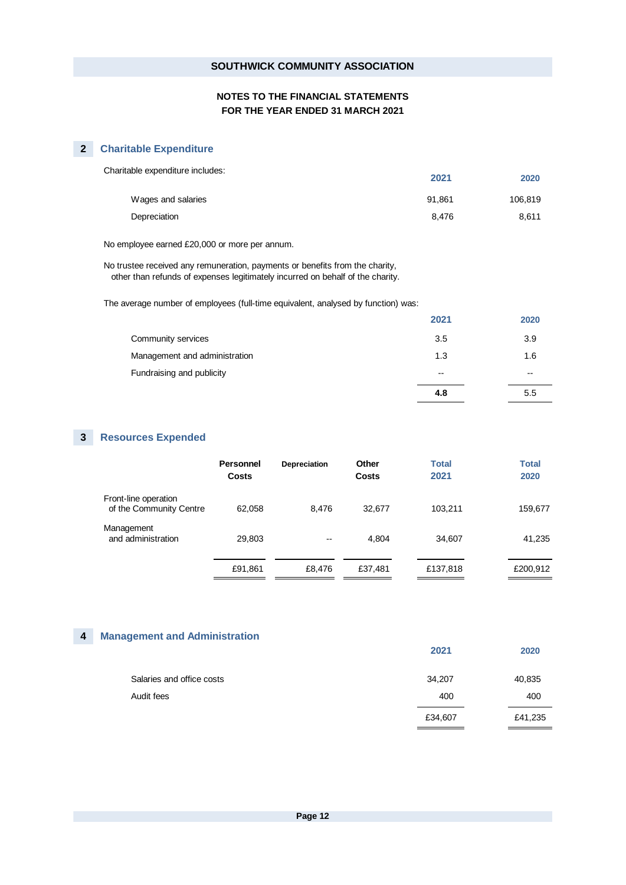SOUTHWICK COMMUNITY ASSOCIATION

**NOTES TO THE FINANCIAL STATEMENTS**
**FOR THE YEAR ENDED 31 MARCH 2021**

## 2 Charitable Expenditure

Charitable expenditure includes:

| | 2021 | 2020 |
|---|---|---|
| Wages and salaries | 91,861 | 106,819 |
| Depreciation | 8,476 | 8,611 |

No employee earned £20,000 or more per annum.

No trustee received any remuneration, payments or benefits from the charity, other than refunds of expenses legitimately incurred on behalf of the charity.

The average number of employees (full-time equivalent, analysed by function) was:

| | 2021 | 2020 |
|---|---|---|
| Community services | 3.5 | 3.9 |
| Management and administration | 1.3 | 1.6 |
| Fundraising and publicity | -- | -- |
| | **4.8** | 5.5 |

## 3 Resources Expended

| | Personnel Costs | Depreciation | Other Costs | Total 2021 | Total 2020 |
|---|---|---|---|---|---|
| Front-line operation of the Community Centre | 62,058 | 8,476 | 32,677 | 103,211 | 159,677 |
| Management and administration | 29,803 | -- | 4,804 | 34,607 | 41,235 |
| | £91,861 | £8,476 | £37,481 | £137,818 | £200,912 |

## 4 Management and Administration

| | 2021 | 2020 |
|---|---|---|
| Salaries and office costs | 34,207 | 40,835 |
| Audit fees | 400 | 400 |
| | £34,607 | £41,235 |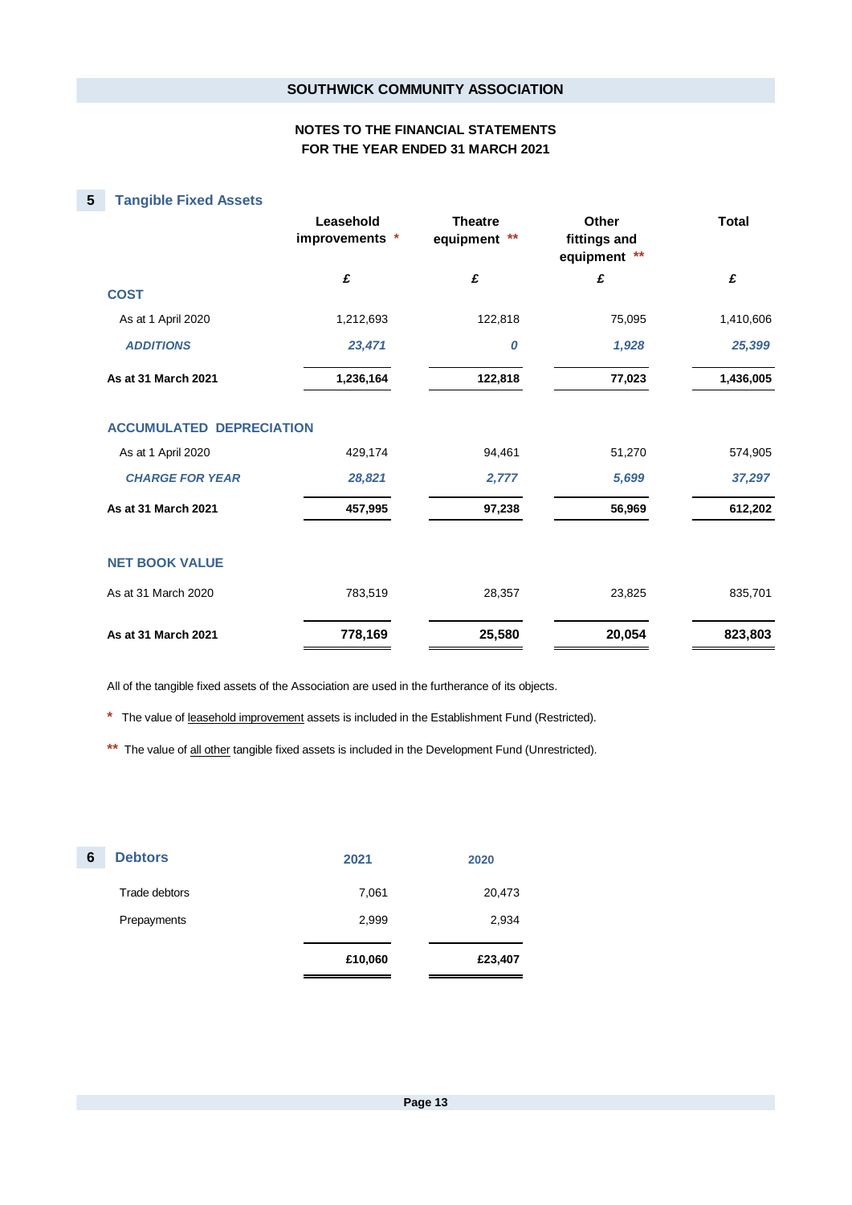SOUTHWICK COMMUNITY ASSOCIATION

**NOTES TO THE FINANCIAL STATEMENTS**
**FOR THE YEAR ENDED 31 MARCH 2021**

## 5 Tangible Fixed Assets

| | Leasehold improvements * | Theatre equipment ** | Other fittings and equipment ** | Total |
|---|---|---|---|---|
| | £ | £ | £ | £ |
| **COST** | | | | |
| As at 1 April 2020 | 1,212,693 | 122,818 | 75,095 | 1,410,606 |
| *ADDITIONS* | *23,471* | *0* | *1,928* | *25,399* |
| **As at 31 March 2021** | **1,236,164** | **122,818** | **77,023** | **1,436,005** |
| **ACCUMULATED DEPRECIATION** | | | | |
| As at 1 April 2020 | 429,174 | 94,461 | 51,270 | 574,905 |
| *CHARGE FOR YEAR* | *28,821* | *2,777* | *5,699* | *37,297* |
| **As at 31 March 2021** | **457,995** | **97,238** | **56,969** | **612,202** |
| **NET BOOK VALUE** | | | | |
| As at 31 March 2020 | 783,519 | 28,357 | 23,825 | 835,701 |
| **As at 31 March 2021** | **778,169** | **25,580** | **20,054** | **823,803** |

All of the tangible fixed assets of the Association are used in the furtherance of its objects.

\* The value of leasehold improvement assets is included in the Establishment Fund (Restricted).

\*\* The value of all other tangible fixed assets is included in the Development Fund (Unrestricted).

## 6 Debtors

| | 2021 | 2020 |
|---|---|---|
| Trade debtors | 7,061 | 20,473 |
| Prepayments | 2,999 | 2,934 |
| | **£10,060** | **£23,407** |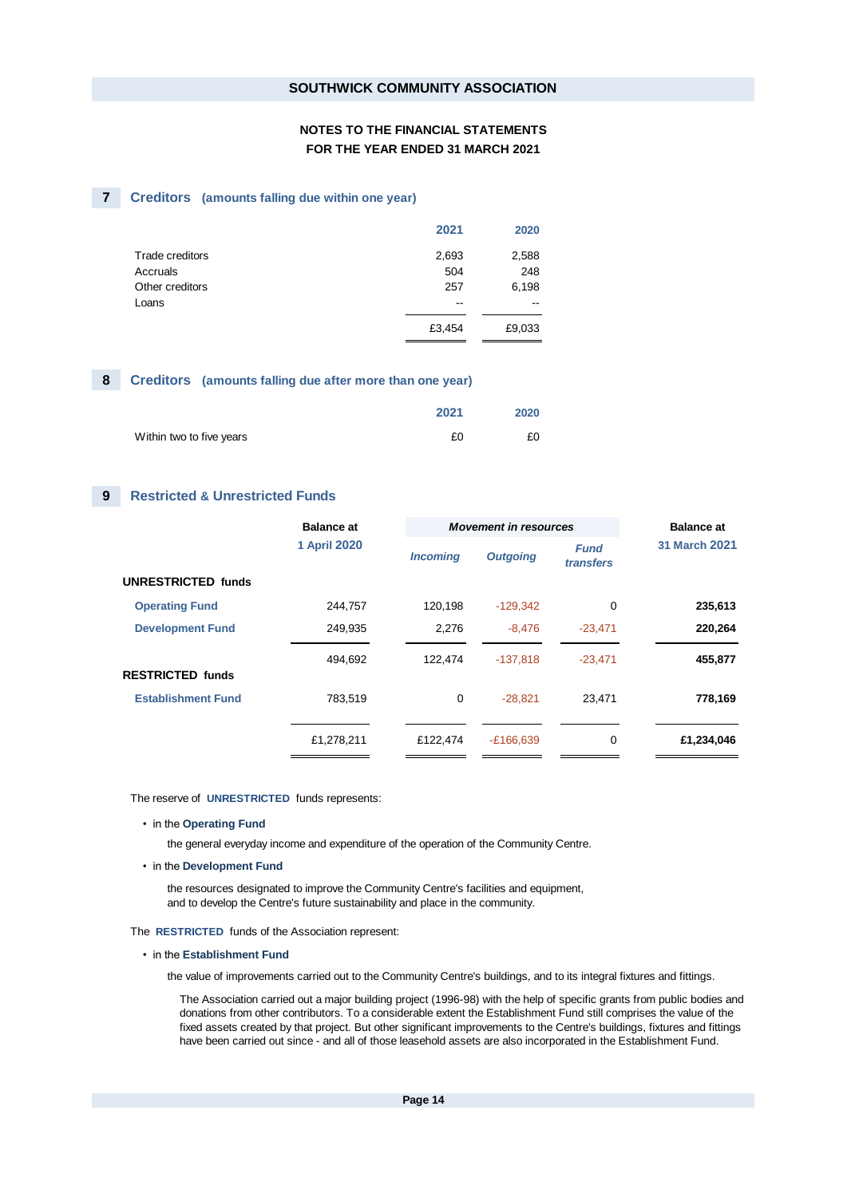## SOUTHWICK COMMUNITY ASSOCIATION

### NOTES TO THE FINANCIAL STATEMENTS
### FOR THE YEAR ENDED 31 MARCH 2021

## 7 Creditors (amounts falling due within one year)

| | 2021 | 2020 |
|---|---|---|
| Trade creditors | 2,693 | 2,588 |
| Accruals | 504 | 248 |
| Other creditors | 257 | 6,198 |
| Loans | -- | -- |
| | £3,454 | £9,033 |

## 8 Creditors (amounts falling due after more than one year)

| | 2021 | 2020 |
|---|---|---|
| Within two to five years | £0 | £0 |

## 9 Restricted & Unrestricted Funds

| | Balance at 1 April 2020 | *Movement in resources* | | | Balance at 31 March 2021 |
|---|---|---|---|---|---|
| | | *Incoming* | *Outgoing* | *Fund transfers* | |
| **UNRESTRICTED funds** | | | | | |
| **Operating Fund** | 244,757 | 120,198 | -129,342 | 0 | **235,613** |
| **Development Fund** | 249,935 | 2,276 | -8,476 | -23,471 | **220,264** |
| | 494,692 | 122,474 | -137,818 | -23,471 | **455,877** |
| **RESTRICTED funds** | | | | | |
| **Establishment Fund** | 783,519 | 0 | -28,821 | 23,471 | **778,169** |
| | £1,278,211 | £122,474 | -£166,639 | 0 | **£1,234,046** |

The reserve of **UNRESTRICTED** funds represents:

- in the **Operating Fund**

  the general everyday income and expenditure of the operation of the Community Centre.

- in the **Development Fund**

  the resources designated to improve the Community Centre's facilities and equipment, and to develop the Centre's future sustainability and place in the community.

The **RESTRICTED** funds of the Association represent:

- in the **Establishment Fund**

  the value of improvements carried out to the Community Centre's buildings, and to its integral fixtures and fittings.

  The Association carried out a major building project (1996-98) with the help of specific grants from public bodies and donations from other contributors. To a considerable extent the Establishment Fund still comprises the value of the fixed assets created by that project. But other significant improvements to the Centre's buildings, fixtures and fittings have been carried out since - and all of those leasehold assets are also incorporated in the Establishment Fund.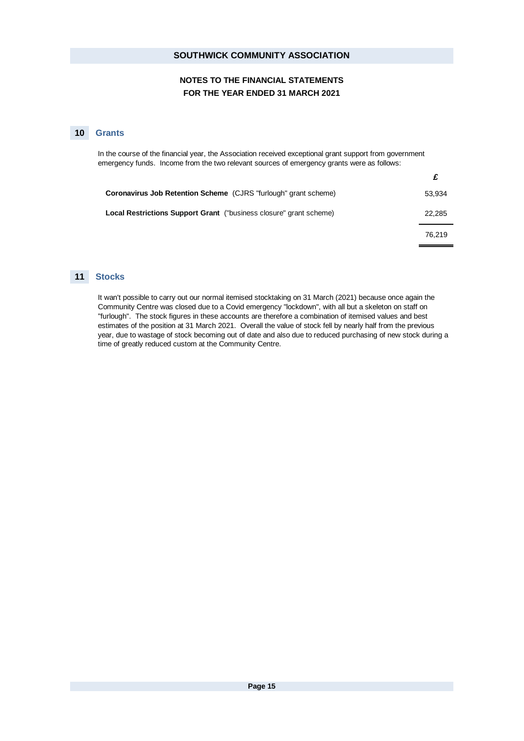# SOUTHWICK COMMUNITY ASSOCIATION

## NOTES TO THE FINANCIAL STATEMENTS
## FOR THE YEAR ENDED 31 MARCH 2021

### 10 Grants

In the course of the financial year, the Association received exceptional grant support from government emergency funds. Income from the two relevant sources of emergency grants were as follows:

| | £ |
|---|---|
| **Coronavirus Job Retention Scheme** (CJRS "furlough" grant scheme) | 53,934 |
| **Local Restrictions Support Grant** ("business closure" grant scheme) | 22,285 |
| | 76,219 |

### 11 Stocks

It wan't possible to carry out our normal itemised stocktaking on 31 March (2021) because once again the Community Centre was closed due to a Covid emergency "lockdown", with all but a skeleton on staff on "furlough". The stock figures in these accounts are therefore a combination of itemised values and best estimates of the position at 31 March 2021. Overall the value of stock fell by nearly half from the previous year, due to wastage of stock becoming out of date and also due to reduced purchasing of new stock during a time of greatly reduced custom at the Community Centre.